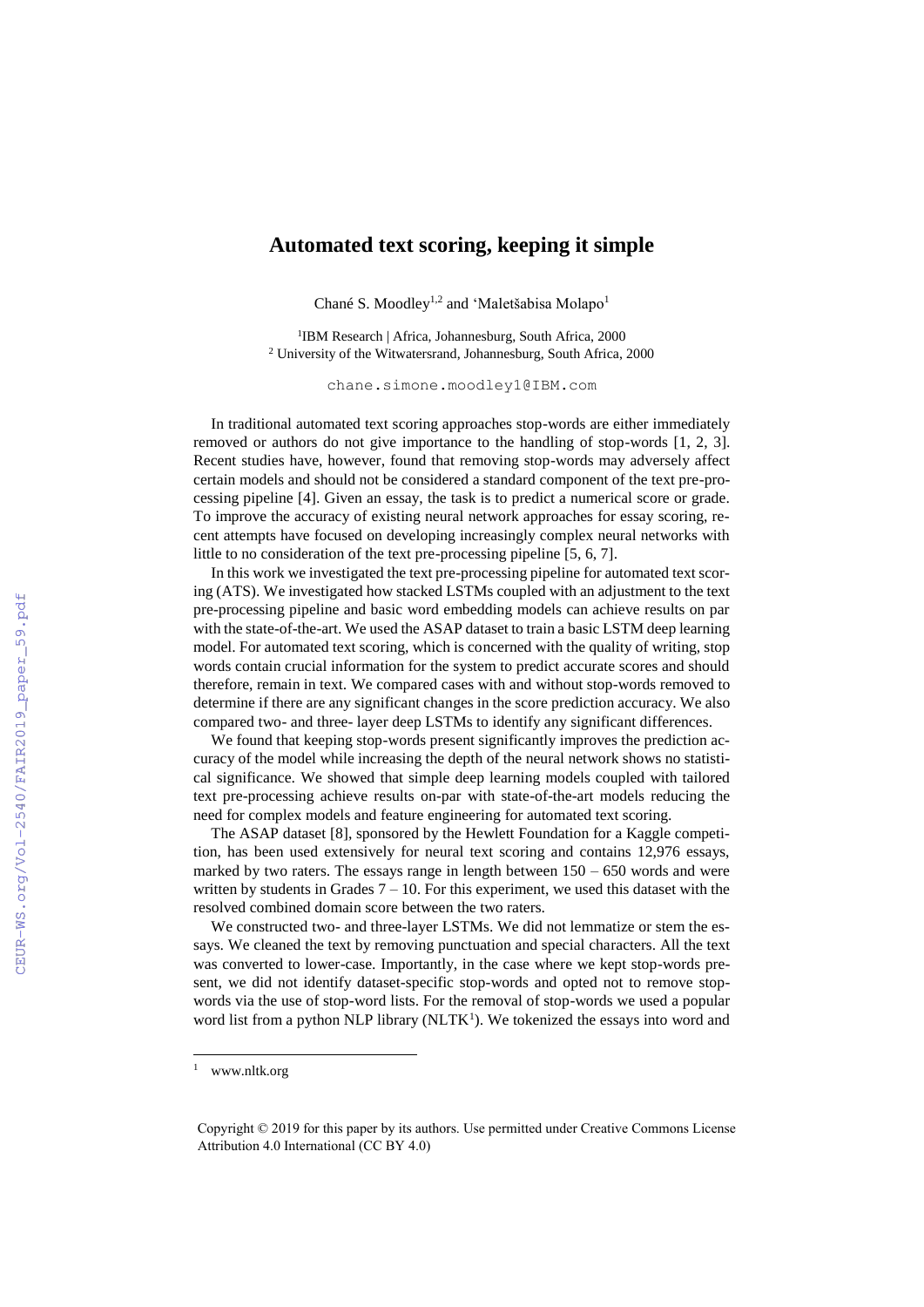# Automated text scoring, keeping it simple

Chané S. Moodley[1,2] and 'Maletšabisa Molapo[1]

[1]IBM Research | Africa, Johannesburg, South Africa, 2000
[2] University of the Witwatersrand, Johannesburg, South Africa, 2000

chane.simone.moodley1@IBM.com

In traditional automated text scoring approaches stop-words are either immediately removed or authors do not give importance to the handling of stop-words [1, 2, 3]. Recent studies have, however, found that removing stop-words may adversely affect certain models and should not be considered a standard component of the text pre-processing pipeline [4]. Given an essay, the task is to predict a numerical score or grade. To improve the accuracy of existing neural network approaches for essay scoring, recent attempts have focused on developing increasingly complex neural networks with little to no consideration of the text pre-processing pipeline [5, 6, 7].

In this work we investigated the text pre-processing pipeline for automated text scoring (ATS). We investigated how stacked LSTMs coupled with an adjustment to the text pre-processing pipeline and basic word embedding models can achieve results on par with the state-of-the-art. We used the ASAP dataset to train a basic LSTM deep learning model. For automated text scoring, which is concerned with the quality of writing, stop words contain crucial information for the system to predict accurate scores and should therefore, remain in text. We compared cases with and without stop-words removed to determine if there are any significant changes in the score prediction accuracy. We also compared two- and three- layer deep LSTMs to identify any significant differences.

We found that keeping stop-words present significantly improves the prediction accuracy of the model while increasing the depth of the neural network shows no statistical significance. We showed that simple deep learning models coupled with tailored text pre-processing achieve results on-par with state-of-the-art models reducing the need for complex models and feature engineering for automated text scoring.

The ASAP dataset [8], sponsored by the Hewlett Foundation for a Kaggle competition, has been used extensively for neural text scoring and contains 12,976 essays, marked by two raters. The essays range in length between 150 – 650 words and were written by students in Grades 7 – 10. For this experiment, we used this dataset with the resolved combined domain score between the two raters.

We constructed two- and three-layer LSTMs. We did not lemmatize or stem the essays. We cleaned the text by removing punctuation and special characters. All the text was converted to lower-case. Importantly, in the case where we kept stop-words present, we did not identify dataset-specific stop-words and opted not to remove stop-words via the use of stop-word lists. For the removal of stop-words we used a popular word list from a python NLP library (NLTK[1]). We tokenized the essays into word and

[1] www.nltk.org

Copyright © 2019 for this paper by its authors. Use permitted under Creative Commons License Attribution 4.0 International (CC BY 4.0)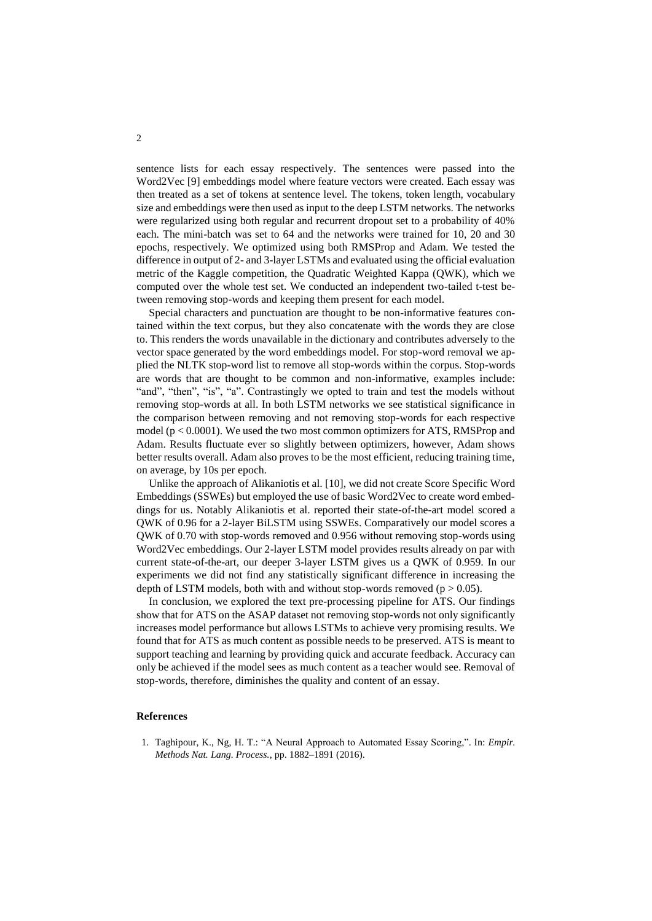sentence lists for each essay respectively. The sentences were passed into the Word2Vec [9] embeddings model where feature vectors were created. Each essay was then treated as a set of tokens at sentence level. The tokens, token length, vocabulary size and embeddings were then used as input to the deep LSTM networks. The networks were regularized using both regular and recurrent dropout set to a probability of 40% each. The mini-batch was set to 64 and the networks were trained for 10, 20 and 30 epochs, respectively. We optimized using both RMSProp and Adam. We tested the difference in output of 2- and 3-layer LSTMs and evaluated using the official evaluation metric of the Kaggle competition, the Quadratic Weighted Kappa (QWK), which we computed over the whole test set. We conducted an independent two-tailed t-test between removing stop-words and keeping them present for each model.

Special characters and punctuation are thought to be non-informative features contained within the text corpus, but they also concatenate with the words they are close to. This renders the words unavailable in the dictionary and contributes adversely to the vector space generated by the word embeddings model. For stop-word removal we applied the NLTK stop-word list to remove all stop-words within the corpus. Stop-words are words that are thought to be common and non-informative, examples include: "and", "then", "is", "a". Contrastingly we opted to train and test the models without removing stop-words at all. In both LSTM networks we see statistical significance in the comparison between removing and not removing stop-words for each respective model ($p < 0.0001$). We used the two most common optimizers for ATS, RMSProp and Adam. Results fluctuate ever so slightly between optimizers, however, Adam shows better results overall. Adam also proves to be the most efficient, reducing training time, on average, by 10s per epoch.

Unlike the approach of Alikaniotis et al. [10], we did not create Score Specific Word Embeddings (SSWEs) but employed the use of basic Word2Vec to create word embeddings for us. Notably Alikaniotis et al. reported their state-of-the-art model scored a QWK of 0.96 for a 2-layer BiLSTM using SSWEs. Comparatively our model scores a QWK of 0.70 with stop-words removed and 0.956 without removing stop-words using Word2Vec embeddings. Our 2-layer LSTM model provides results already on par with current state-of-the-art, our deeper 3-layer LSTM gives us a QWK of 0.959. In our experiments we did not find any statistically significant difference in increasing the depth of LSTM models, both with and without stop-words removed ($p > 0.05$).

In conclusion, we explored the text pre-processing pipeline for ATS. Our findings show that for ATS on the ASAP dataset not removing stop-words not only significantly increases model performance but allows LSTMs to achieve very promising results. We found that for ATS as much content as possible needs to be preserved. ATS is meant to support teaching and learning by providing quick and accurate feedback. Accuracy can only be achieved if the model sees as much content as a teacher would see. Removal of stop-words, therefore, diminishes the quality and content of an essay.

## References

1. Taghipour, K., Ng, H. T.: "A Neural Approach to Automated Essay Scoring,". In: *Empir. Methods Nat. Lang. Process.*, pp. 1882–1891 (2016).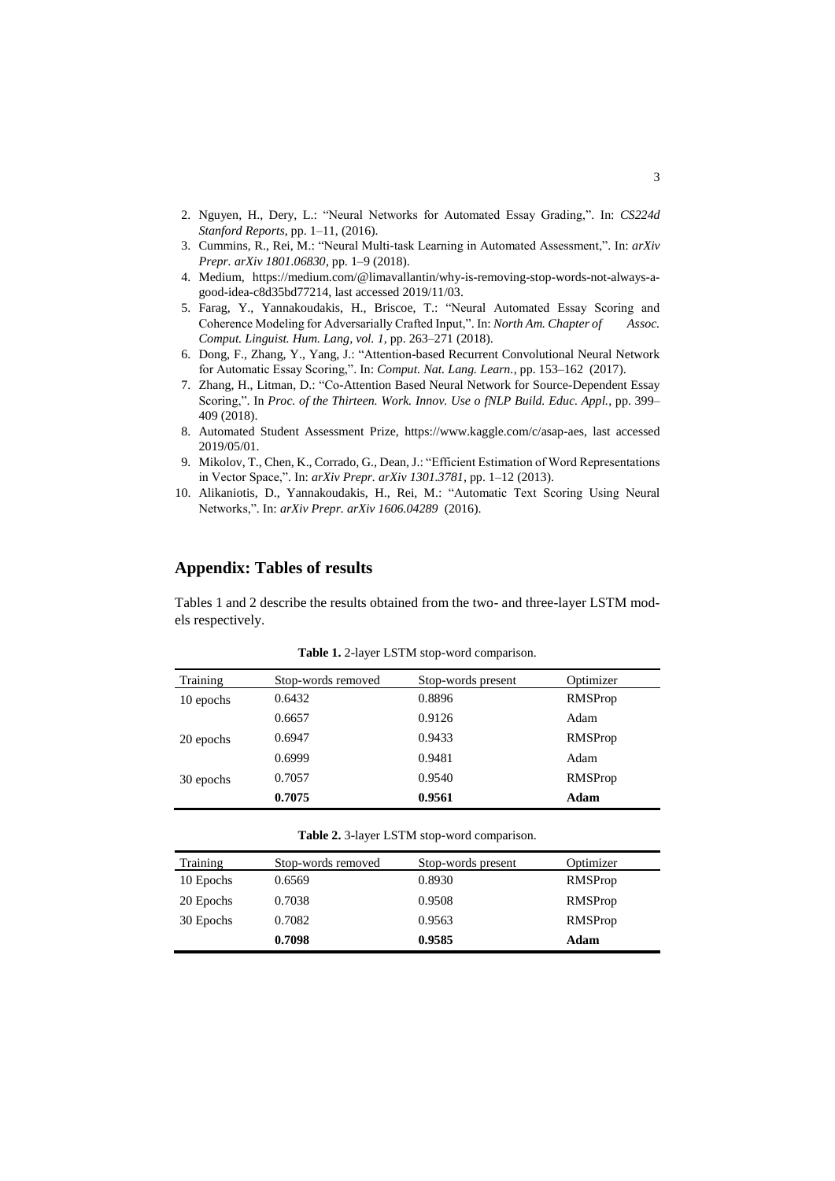2. Nguyen, H., Dery, L.: "Neural Networks for Automated Essay Grading,". In: *CS224d Stanford Reports*, pp. 1–11, (2016).
3. Cummins, R., Rei, M.: "Neural Multi-task Learning in Automated Assessment,". In: *arXiv Prepr. arXiv 1801.06830*, pp. 1–9 (2018).
4. Medium, https://medium.com/@limavallantin/why-is-removing-stop-words-not-always-a-good-idea-c8d35bd77214, last accessed 2019/11/03.
5. Farag, Y., Yannakoudakis, H., Briscoe, T.: "Neural Automated Essay Scoring and Coherence Modeling for Adversarially Crafted Input,". In: *North Am. Chapter of Assoc. Comput. Linguist. Hum. Lang, vol. 1*, pp. 263–271 (2018).
6. Dong, F., Zhang, Y., Yang, J.: "Attention-based Recurrent Convolutional Neural Network for Automatic Essay Scoring,". In: *Comput. Nat. Lang. Learn.*, pp. 153–162 (2017).
7. Zhang, H., Litman, D.: "Co-Attention Based Neural Network for Source-Dependent Essay Scoring,". In *Proc. of the Thirteen. Work. Innov. Use o fNLP Build. Educ. Appl.*, pp. 399–409 (2018).
8. Automated Student Assessment Prize, https://www.kaggle.com/c/asap-aes, last accessed 2019/05/01.
9. Mikolov, T., Chen, K., Corrado, G., Dean, J.: "Efficient Estimation of Word Representations in Vector Space,". In: *arXiv Prepr. arXiv 1301.3781*, pp. 1–12 (2013).
10. Alikaniotis, D., Yannakoudakis, H., Rei, M.: "Automatic Text Scoring Using Neural Networks,". In: *arXiv Prepr. arXiv 1606.04289* (2016).

## Appendix: Tables of results

Tables 1 and 2 describe the results obtained from the two- and three-layer LSTM models respectively.

**Table 1.** 2-layer LSTM stop-word comparison.

| Training | Stop-words removed | Stop-words present | Optimizer |
|---|---|---|---|
| 10 epochs | 0.6432 | 0.8896 | RMSProp |
| | 0.6657 | 0.9126 | Adam |
| 20 epochs | 0.6947 | 0.9433 | RMSProp |
| | 0.6999 | 0.9481 | Adam |
| 30 epochs | 0.7057 | 0.9540 | RMSProp |
| | **0.7075** | **0.9561** | **Adam** |

**Table 2.** 3-layer LSTM stop-word comparison.

| Training | Stop-words removed | Stop-words present | Optimizer |
|---|---|---|---|
| 10 Epochs | 0.6569 | 0.8930 | RMSProp |
| 20 Epochs | 0.7038 | 0.9508 | RMSProp |
| 30 Epochs | 0.7082 | 0.9563 | RMSProp |
| | **0.7098** | **0.9585** | **Adam** |